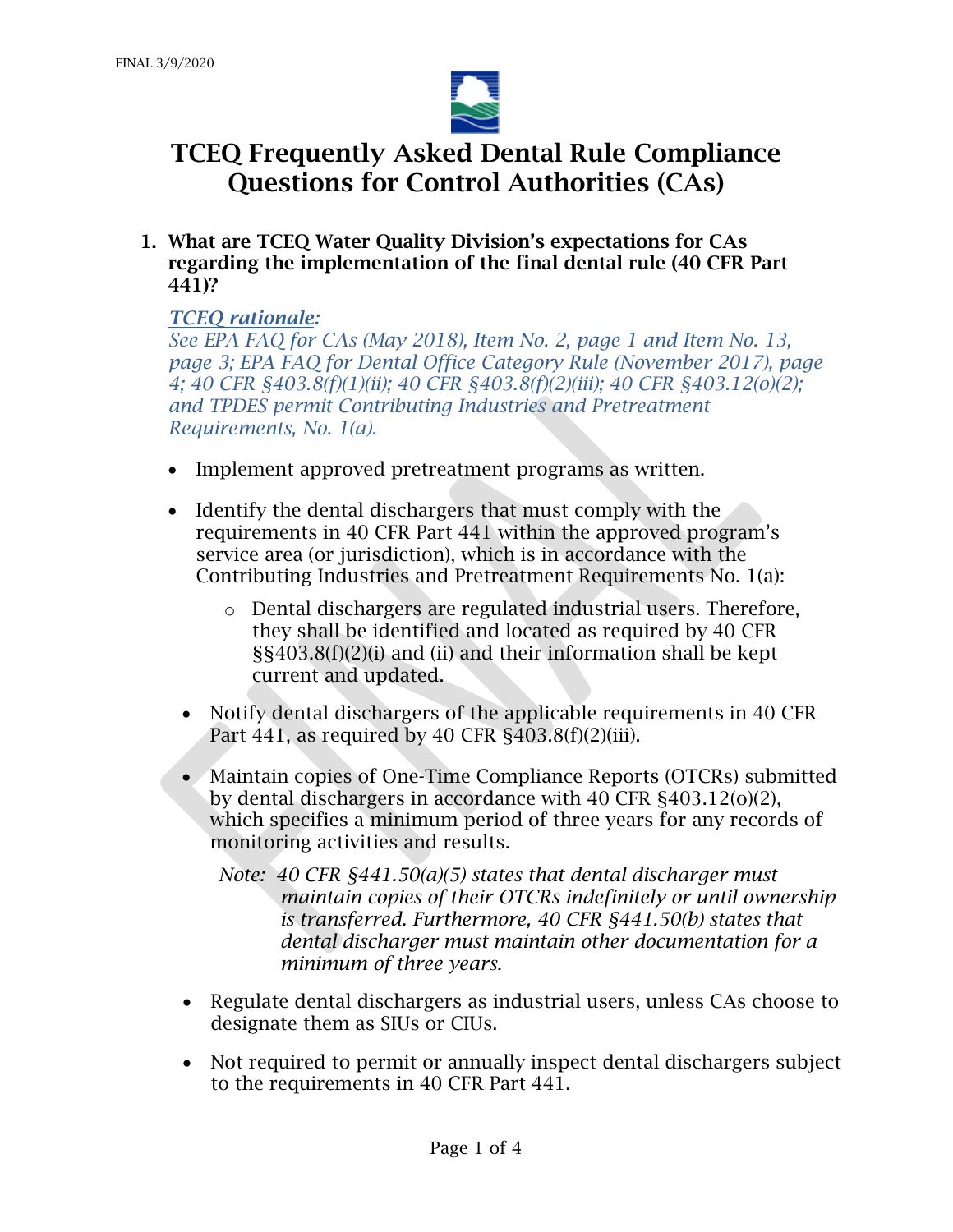# TCEQ Frequently Asked Dental Rule Compliance Questions for Control Authorities (CAs)

1. **What are TCEQ Water Quality Division's expectations for CAs regarding the implementation of the final dental rule (40 CFR Part 441)?**

   ***TCEQ rationale:***
   *See EPA FAQ for CAs (May 2018), Item No. 2, page 1 and Item No. 13, page 3; EPA FAQ for Dental Office Category Rule (November 2017), page 4; 40 CFR §403.8(f)(1)(ii); 40 CFR §403.8(f)(2)(iii); 40 CFR §403.12(o)(2); and TPDES permit Contributing Industries and Pretreatment Requirements, No. 1(a).*

   - Implement approved pretreatment programs as written.
   - Identify the dental dischargers that must comply with the requirements in 40 CFR Part 441 within the approved program's service area (or jurisdiction), which is in accordance with the Contributing Industries and Pretreatment Requirements No. 1(a):
     - Dental dischargers are regulated industrial users. Therefore, they shall be identified and located as required by 40 CFR §§403.8(f)(2)(i) and (ii) and their information shall be kept current and updated.
   - Notify dental dischargers of the applicable requirements in 40 CFR Part 441, as required by 40 CFR §403.8(f)(2)(iii).
   - Maintain copies of One-Time Compliance Reports (OTCRs) submitted by dental dischargers in accordance with 40 CFR §403.12(o)(2), which specifies a minimum period of three years for any records of monitoring activities and results.

     *Note: 40 CFR §441.50(a)(5) states that dental discharger must maintain copies of their OTCRs indefinitely or until ownership is transferred. Furthermore, 40 CFR §441.50(b) states that dental discharger must maintain other documentation for a minimum of three years.*

   - Regulate dental dischargers as industrial users, unless CAs choose to designate them as SIUs or CIUs.
   - Not required to permit or annually inspect dental dischargers subject to the requirements in 40 CFR Part 441.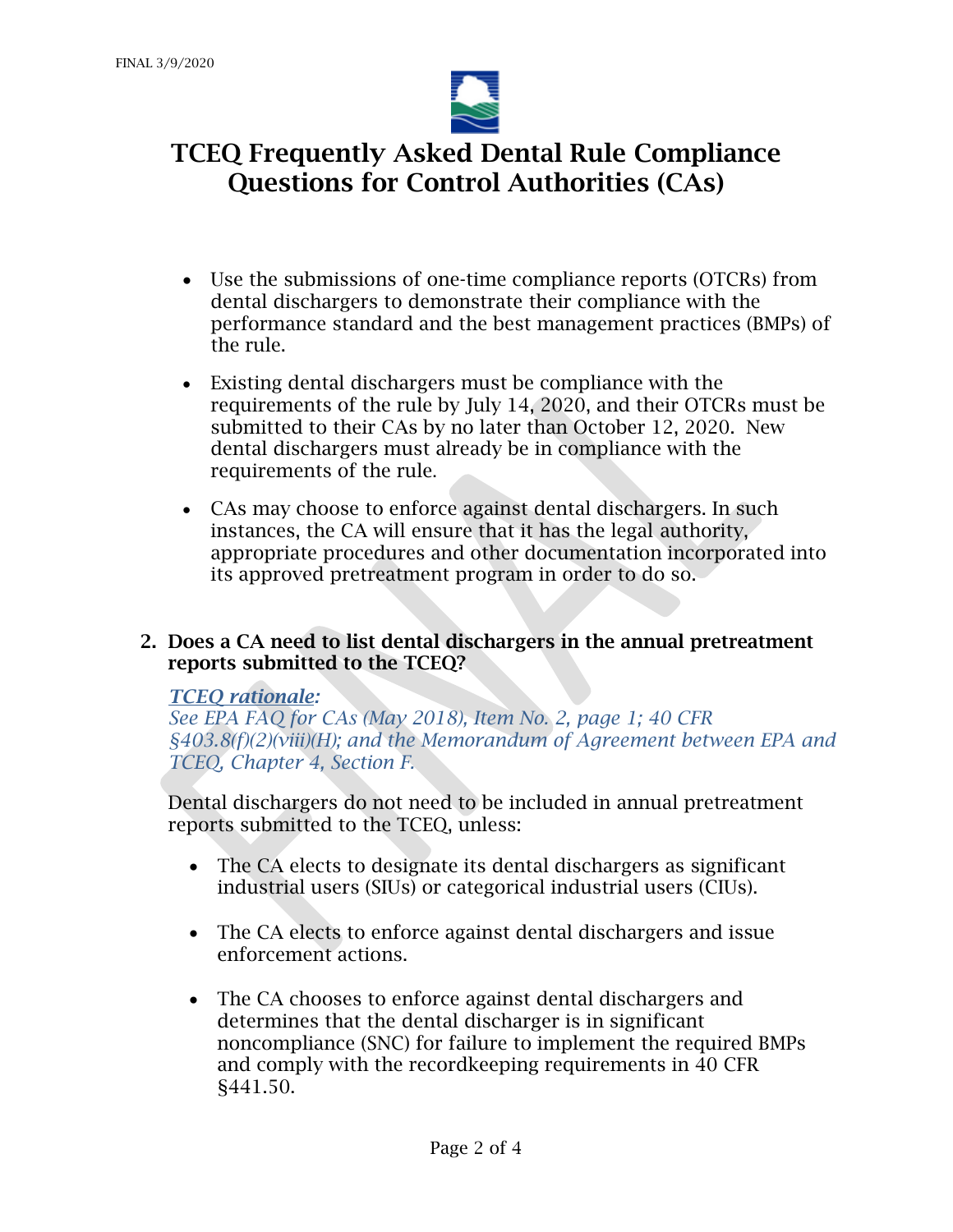# TCEQ Frequently Asked Dental Rule Compliance Questions for Control Authorities (CAs)

- Use the submissions of one-time compliance reports (OTCRs) from dental dischargers to demonstrate their compliance with the performance standard and the best management practices (BMPs) of the rule.

- Existing dental dischargers must be compliance with the requirements of the rule by July 14, 2020, and their OTCRs must be submitted to their CAs by no later than October 12, 2020. New dental dischargers must already be in compliance with the requirements of the rule.

- CAs may choose to enforce against dental dischargers. In such instances, the CA will ensure that it has the legal authority, appropriate procedures and other documentation incorporated into its approved pretreatment program in order to do so.

**2. Does a CA need to list dental dischargers in the annual pretreatment reports submitted to the TCEQ?**

***TCEQ rationale*:**
*See EPA FAQ for CAs (May 2018), Item No. 2, page 1; 40 CFR §403.8(f)(2)(viii)(H); and the Memorandum of Agreement between EPA and TCEQ, Chapter 4, Section F.*

Dental dischargers do not need to be included in annual pretreatment reports submitted to the TCEQ, unless:

- The CA elects to designate its dental dischargers as significant industrial users (SIUs) or categorical industrial users (CIUs).

- The CA elects to enforce against dental dischargers and issue enforcement actions.

- The CA chooses to enforce against dental dischargers and determines that the dental discharger is in significant noncompliance (SNC) for failure to implement the required BMPs and comply with the recordkeeping requirements in 40 CFR §441.50.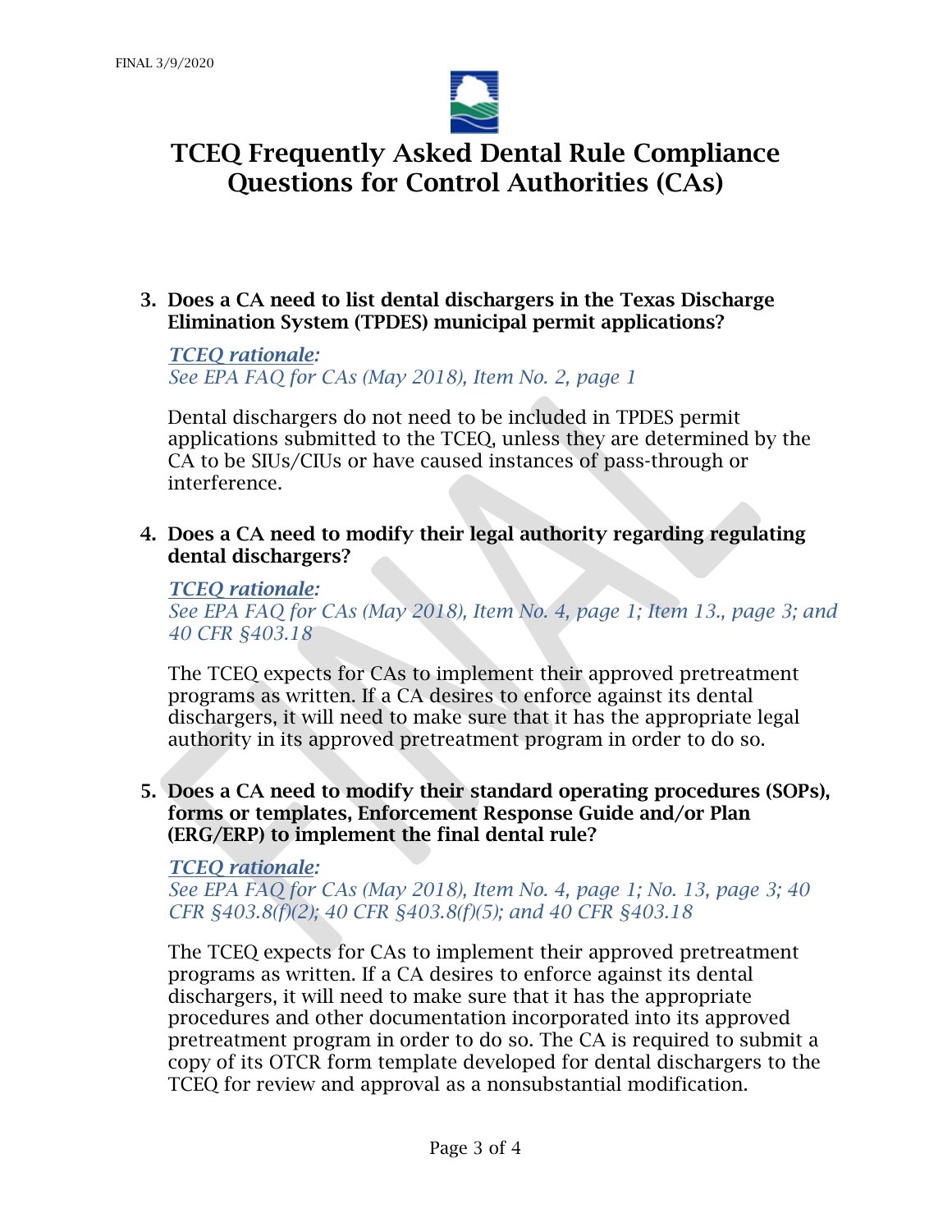# TCEQ Frequently Asked Dental Rule Compliance Questions for Control Authorities (CAs)

**3. Does a CA need to list dental dischargers in the Texas Discharge Elimination System (TPDES) municipal permit applications?**

*__TCEQ rationale__:*
*See EPA FAQ for CAs (May 2018), Item No. 2, page 1*

Dental dischargers do not need to be included in TPDES permit applications submitted to the TCEQ, unless they are determined by the CA to be SIUs/CIUs or have caused instances of pass-through or interference.

**4. Does a CA need to modify their legal authority regarding regulating dental dischargers?**

*__TCEQ rationale__:*
*See EPA FAQ for CAs (May 2018), Item No. 4, page 1; Item 13., page 3; and 40 CFR §403.18*

The TCEQ expects for CAs to implement their approved pretreatment programs as written. If a CA desires to enforce against its dental dischargers, it will need to make sure that it has the appropriate legal authority in its approved pretreatment program in order to do so.

**5. Does a CA need to modify their standard operating procedures (SOPs), forms or templates, Enforcement Response Guide and/or Plan (ERG/ERP) to implement the final dental rule?**

*__TCEQ rationale__:*
*See EPA FAQ for CAs (May 2018), Item No. 4, page 1; No. 13, page 3; 40 CFR §403.8(f)(2); 40 CFR §403.8(f)(5); and 40 CFR §403.18*

The TCEQ expects for CAs to implement their approved pretreatment programs as written. If a CA desires to enforce against its dental dischargers, it will need to make sure that it has the appropriate procedures and other documentation incorporated into its approved pretreatment program in order to do so. The CA is required to submit a copy of its OTCR form template developed for dental dischargers to the TCEQ for review and approval as a nonsubstantial modification.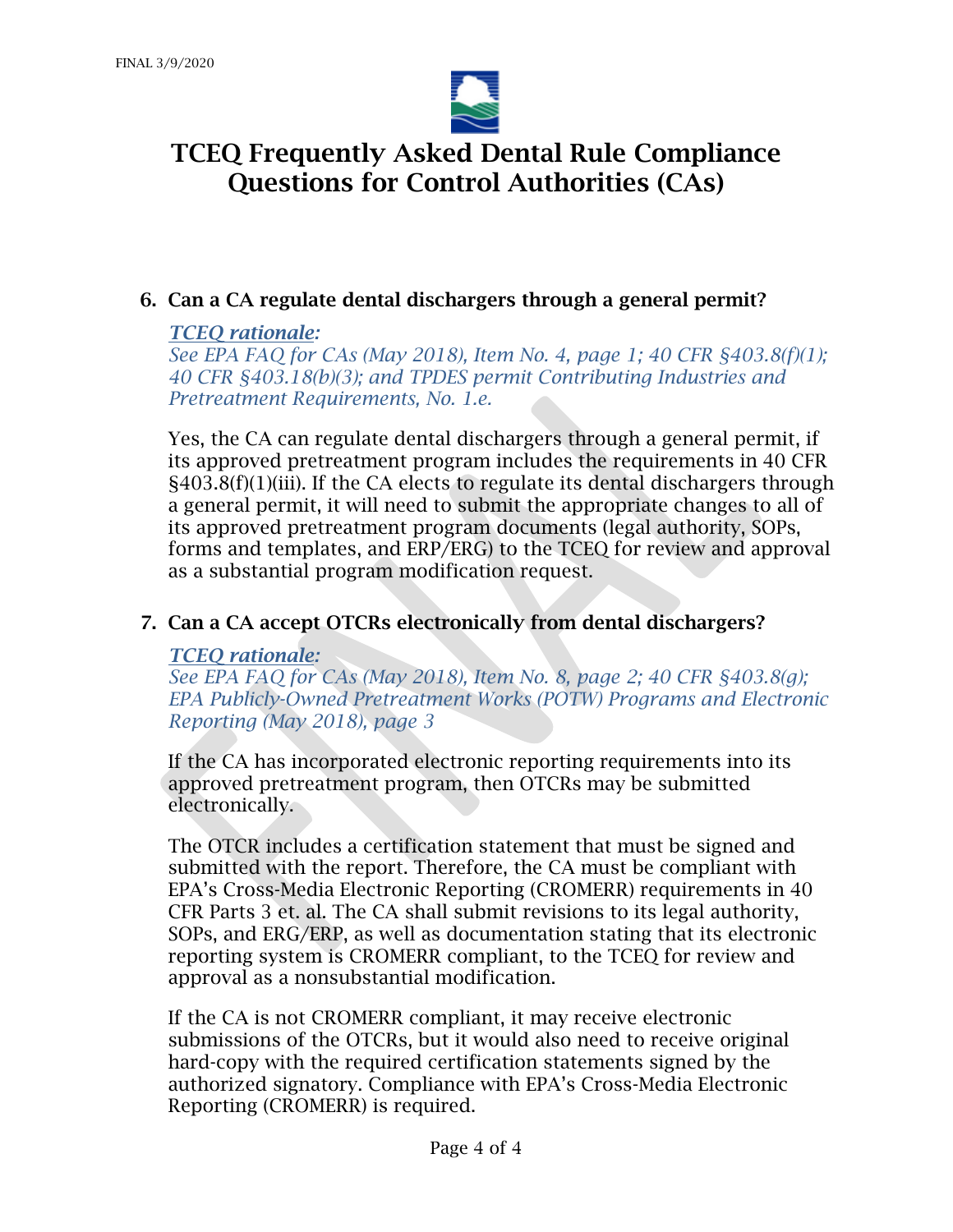# TCEQ Frequently Asked Dental Rule Compliance Questions for Control Authorities (CAs)

## 6. Can a CA regulate dental dischargers through a general permit?

***TCEQ rationale:***
*See EPA FAQ for CAs (May 2018), Item No. 4, page 1; 40 CFR §403.8(f)(1); 40 CFR §403.18(b)(3); and TPDES permit Contributing Industries and Pretreatment Requirements, No. 1.e.*

Yes, the CA can regulate dental dischargers through a general permit, if its approved pretreatment program includes the requirements in 40 CFR §403.8(f)(1)(iii). If the CA elects to regulate its dental dischargers through a general permit, it will need to submit the appropriate changes to all of its approved pretreatment program documents (legal authority, SOPs, forms and templates, and ERP/ERG) to the TCEQ for review and approval as a substantial program modification request.

## 7. Can a CA accept OTCRs electronically from dental dischargers?

***TCEQ rationale:***
*See EPA FAQ for CAs (May 2018), Item No. 8, page 2; 40 CFR §403.8(g); EPA Publicly-Owned Pretreatment Works (POTW) Programs and Electronic Reporting (May 2018), page 3*

If the CA has incorporated electronic reporting requirements into its approved pretreatment program, then OTCRs may be submitted electronically.

The OTCR includes a certification statement that must be signed and submitted with the report. Therefore, the CA must be compliant with EPA's Cross-Media Electronic Reporting (CROMERR) requirements in 40 CFR Parts 3 et. al. The CA shall submit revisions to its legal authority, SOPs, and ERG/ERP, as well as documentation stating that its electronic reporting system is CROMERR compliant, to the TCEQ for review and approval as a nonsubstantial modification.

If the CA is not CROMERR compliant, it may receive electronic submissions of the OTCRs, but it would also need to receive original hard-copy with the required certification statements signed by the authorized signatory. Compliance with EPA's Cross-Media Electronic Reporting (CROMERR) is required.